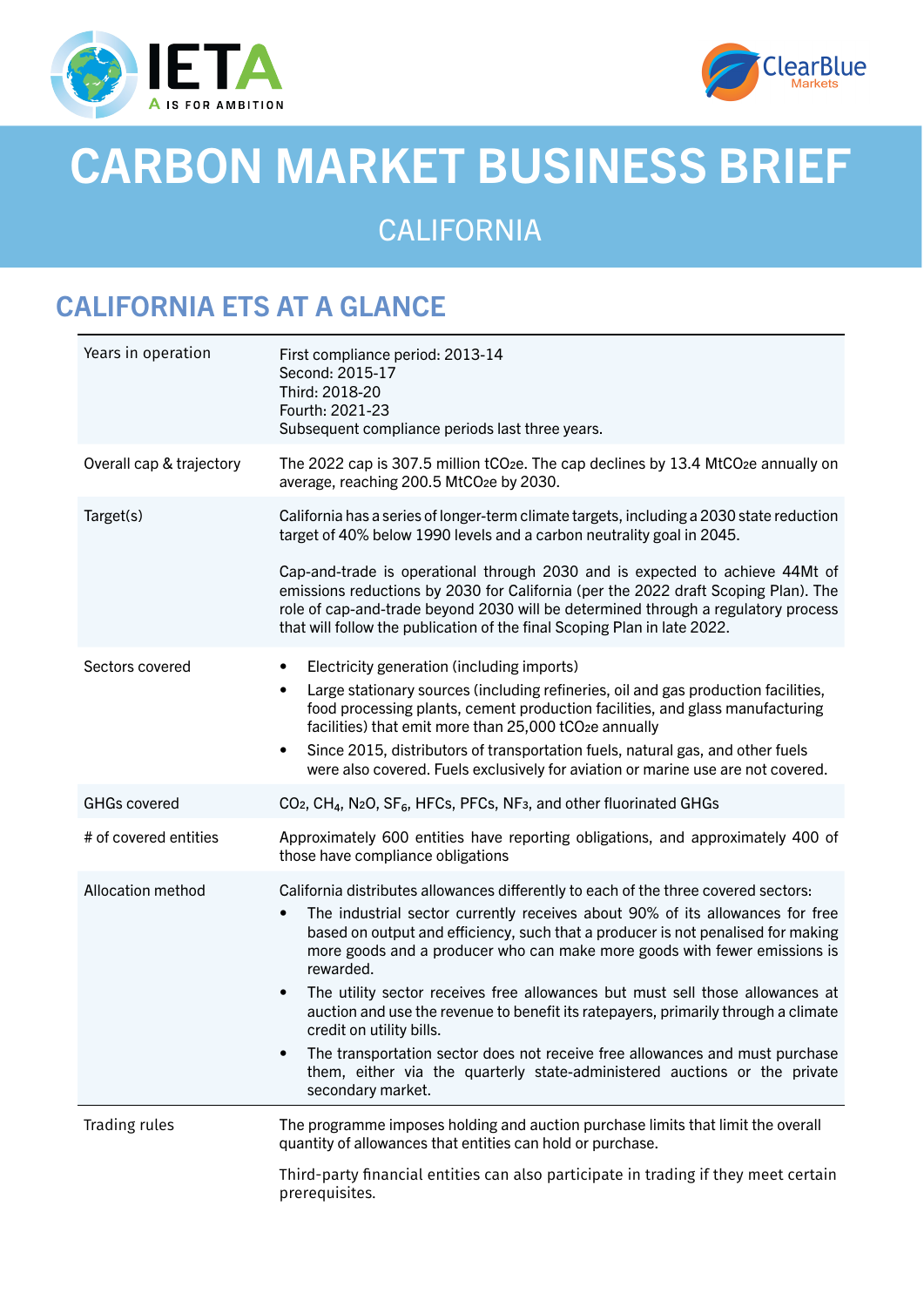# CARBON MARKET BUSINESS BRIEF

## CALIFORNIA

## CALIFORNIA ETS AT A GLANCE

| | |
|---|---|
| Years in operation | First compliance period: 2013-14<br>Second: 2015-17<br>Third: 2018-20<br>Fourth: 2021-23<br>Subsequent compliance periods last three years. |
| Overall cap & trajectory | The 2022 cap is 307.5 million $tCO_2e$. The cap declines by 13.4 $MtCO_2e$ annually on average, reaching 200.5 $MtCO_2e$ by 2030. |
| Target(s) | California has a series of longer-term climate targets, including a 2030 state reduction target of 40% below 1990 levels and a carbon neutrality goal in 2045.<br><br>Cap-and-trade is operational through 2030 and is expected to achieve 44Mt of emissions reductions by 2030 for California (per the 2022 draft Scoping Plan). The role of cap-and-trade beyond 2030 will be determined through a regulatory process that will follow the publication of the final Scoping Plan in late 2022. |
| Sectors covered | • Electricity generation (including imports)<br>• Large stationary sources (including refineries, oil and gas production facilities, food processing plants, cement production facilities, and glass manufacturing facilities) that emit more than 25,000 $tCO_2e$ annually<br>• Since 2015, distributors of transportation fuels, natural gas, and other fuels were also covered. Fuels exclusively for aviation or marine use are not covered. |
| GHGs covered | $CO_2$, $CH_4$, $N_2O$, $SF_6$, HFCs, PFCs, $NF_3$, and other fluorinated GHGs |
| # of covered entities | Approximately 600 entities have reporting obligations, and approximately 400 of those have compliance obligations |
| Allocation method | California distributes allowances differently to each of the three covered sectors:<br>• The industrial sector currently receives about 90% of its allowances for free based on output and efficiency, such that a producer is not penalised for making more goods and a producer who can make more goods with fewer emissions is rewarded.<br>• The utility sector receives free allowances but must sell those allowances at auction and use the revenue to benefit its ratepayers, primarily through a climate credit on utility bills.<br>• The transportation sector does not receive free allowances and must purchase them, either via the quarterly state-administered auctions or the private secondary market. |
| Trading rules | The programme imposes holding and auction purchase limits that limit the overall quantity of allowances that entities can hold or purchase.<br><br>Third-party financial entities can also participate in trading if they meet certain prerequisites. |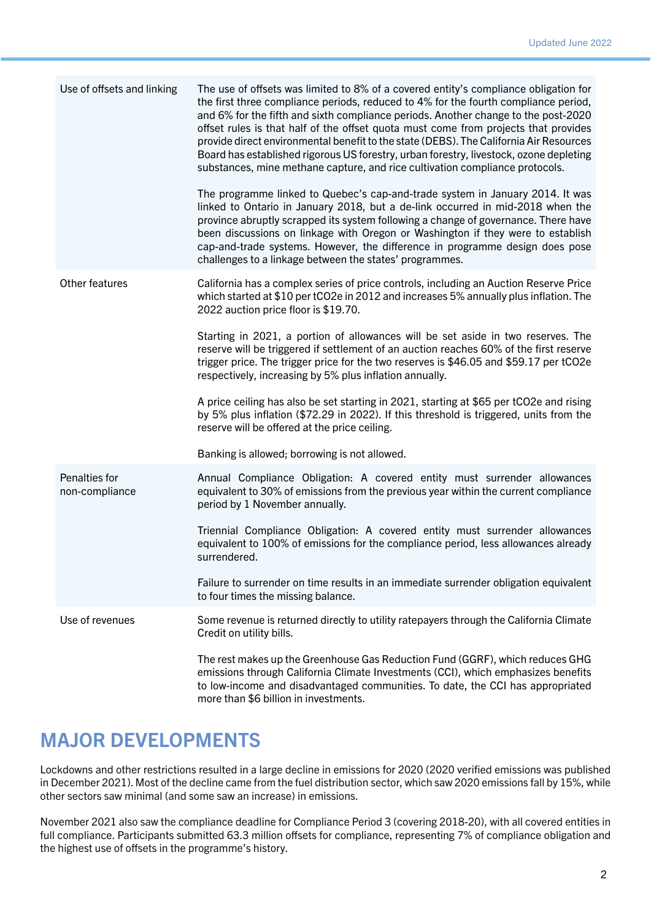| | |
|---|---|
| Use of offsets and linking | The use of offsets was limited to 8% of a covered entity's compliance obligation for the first three compliance periods, reduced to 4% for the fourth compliance period, and 6% for the fifth and sixth compliance periods. Another change to the post-2020 offset rules is that half of the offset quota must come from projects that provides provide direct environmental benefit to the state (DEBS). The California Air Resources Board has established rigorous US forestry, urban forestry, livestock, ozone depleting substances, mine methane capture, and rice cultivation compliance protocols.<br><br>The programme linked to Quebec's cap-and-trade system in January 2014. It was linked to Ontario in January 2018, but a de-link occurred in mid-2018 when the province abruptly scrapped its system following a change of governance. There have been discussions on linkage with Oregon or Washington if they were to establish cap-and-trade systems. However, the difference in programme design does pose challenges to a linkage between the states' programmes. |
| Other features | California has a complex series of price controls, including an Auction Reserve Price which started at $10 per $tCO_2e$ in 2012 and increases 5% annually plus inflation. The 2022 auction price floor is $19.70.<br><br>Starting in 2021, a portion of allowances will be set aside in two reserves. The reserve will be triggered if settlement of an auction reaches 60% of the first reserve trigger price. The trigger price for the two reserves is $46.05 and $59.17 per $tCO_2e$ respectively, increasing by 5% plus inflation annually.<br><br>A price ceiling has also be set starting in 2021, starting at $65 per $tCO_2e$ and rising by 5% plus inflation ($72.29 in 2022). If this threshold is triggered, units from the reserve will be offered at the price ceiling.<br><br>Banking is allowed; borrowing is not allowed. |
| Penalties for non-compliance | Annual Compliance Obligation: A covered entity must surrender allowances equivalent to 30% of emissions from the previous year within the current compliance period by 1 November annually.<br><br>Triennial Compliance Obligation: A covered entity must surrender allowances equivalent to 100% of emissions for the compliance period, less allowances already surrendered.<br><br>Failure to surrender on time results in an immediate surrender obligation equivalent to four times the missing balance. |
| Use of revenues | Some revenue is returned directly to utility ratepayers through the California Climate Credit on utility bills.<br><br>The rest makes up the Greenhouse Gas Reduction Fund (GGRF), which reduces GHG emissions through California Climate Investments (CCI), which emphasizes benefits to low-income and disadvantaged communities. To date, the CCI has appropriated more than $6 billion in investments. |

## MAJOR DEVELOPMENTS

Lockdowns and other restrictions resulted in a large decline in emissions for 2020 (2020 verified emissions was published in December 2021). Most of the decline came from the fuel distribution sector, which saw 2020 emissions fall by 15%, while other sectors saw minimal (and some saw an increase) in emissions.

November 2021 also saw the compliance deadline for Compliance Period 3 (covering 2018-20), with all covered entities in full compliance. Participants submitted 63.3 million offsets for compliance, representing 7% of compliance obligation and the highest use of offsets in the programme's history.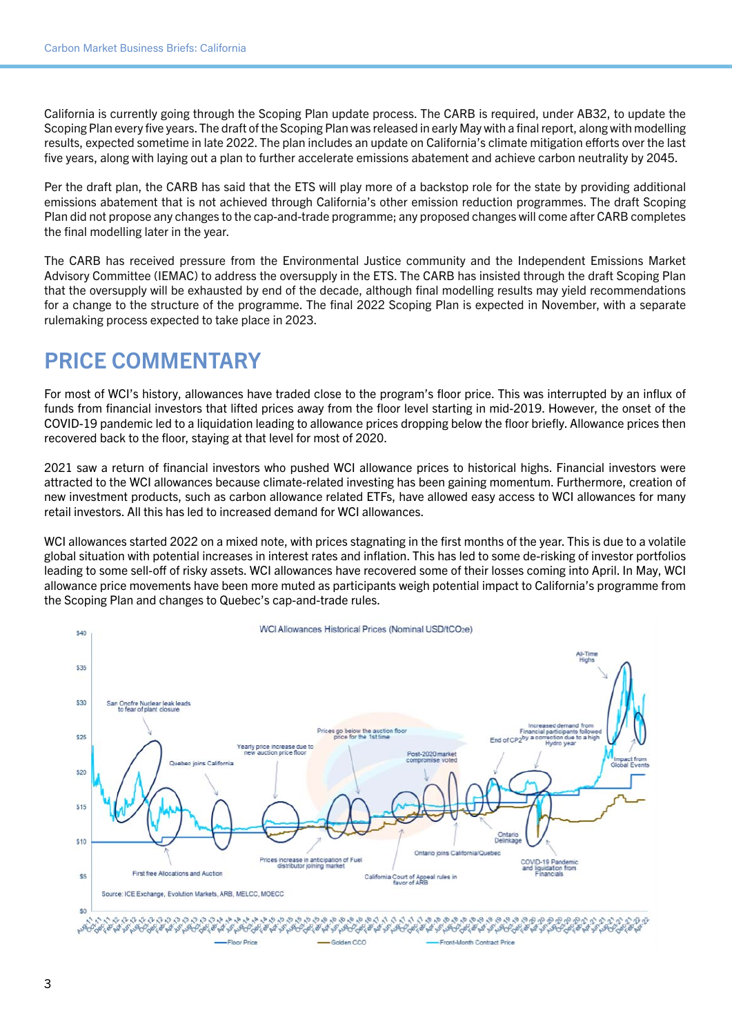California is currently going through the Scoping Plan update process. The CARB is required, under AB32, to update the Scoping Plan every five years. The draft of the Scoping Plan was released in early May with a final report, along with modelling results, expected sometime in late 2022. The plan includes an update on California's climate mitigation efforts over the last five years, along with laying out a plan to further accelerate emissions abatement and achieve carbon neutrality by 2045.

Per the draft plan, the CARB has said that the ETS will play more of a backstop role for the state by providing additional emissions abatement that is not achieved through California's other emission reduction programmes. The draft Scoping Plan did not propose any changes to the cap-and-trade programme; any proposed changes will come after CARB completes the final modelling later in the year.

The CARB has received pressure from the Environmental Justice community and the Independent Emissions Market Advisory Committee (IEMAC) to address the oversupply in the ETS. The CARB has insisted through the draft Scoping Plan that the oversupply will be exhausted by end of the decade, although final modelling results may yield recommendations for a change to the structure of the programme. The final 2022 Scoping Plan is expected in November, with a separate rulemaking process expected to take place in 2023.

## PRICE COMMENTARY

For most of WCI's history, allowances have traded close to the program's floor price. This was interrupted by an influx of funds from financial investors that lifted prices away from the floor level starting in mid-2019. However, the onset of the COVID-19 pandemic led to a liquidation leading to allowance prices dropping below the floor briefly. Allowance prices then recovered back to the floor, staying at that level for most of 2020.

2021 saw a return of financial investors who pushed WCI allowance prices to historical highs. Financial investors were attracted to the WCI allowances because climate-related investing has been gaining momentum. Furthermore, creation of new investment products, such as carbon allowance related ETFs, have allowed easy access to WCI allowances for many retail investors. All this has led to increased demand for WCI allowances.

WCI allowances started 2022 on a mixed note, with prices stagnating in the first months of the year. This is due to a volatile global situation with potential increases in interest rates and inflation. This has led to some de-risking of investor portfolios leading to some sell-off of risky assets. WCI allowances have recovered some of their losses coming into April. In May, WCI allowance price movements have been more muted as participants weigh potential impact to California's programme from the Scoping Plan and changes to Quebec's cap-and-trade rules.

WCI Allowances Historical Prices (Nominal USD/t$CO_2$e)

Source: ICE Exchange, Evolution Markets, ARB, MELCC, MOECC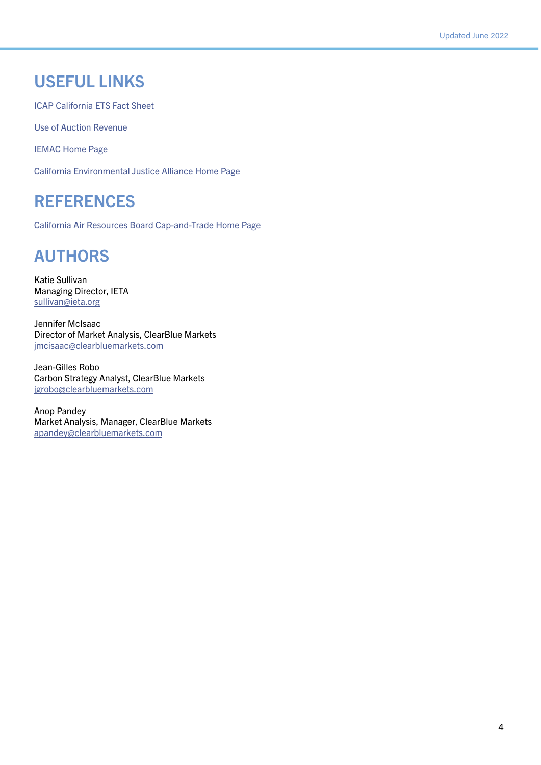## USEFUL LINKS

ICAP California ETS Fact Sheet

Use of Auction Revenue

IEMAC Home Page

California Environmental Justice Alliance Home Page

## REFERENCES

California Air Resources Board Cap-and-Trade Home Page

## AUTHORS

Katie Sullivan
Managing Director, IETA
sullivan@ieta.org

Jennifer McIsaac
Director of Market Analysis, ClearBlue Markets
jmcisaac@clearbluemarkets.com

Jean-Gilles Robo
Carbon Strategy Analyst, ClearBlue Markets
jgrobo@clearbluemarkets.com

Anop Pandey
Market Analysis, Manager, ClearBlue Markets
apandey@clearbluemarkets.com